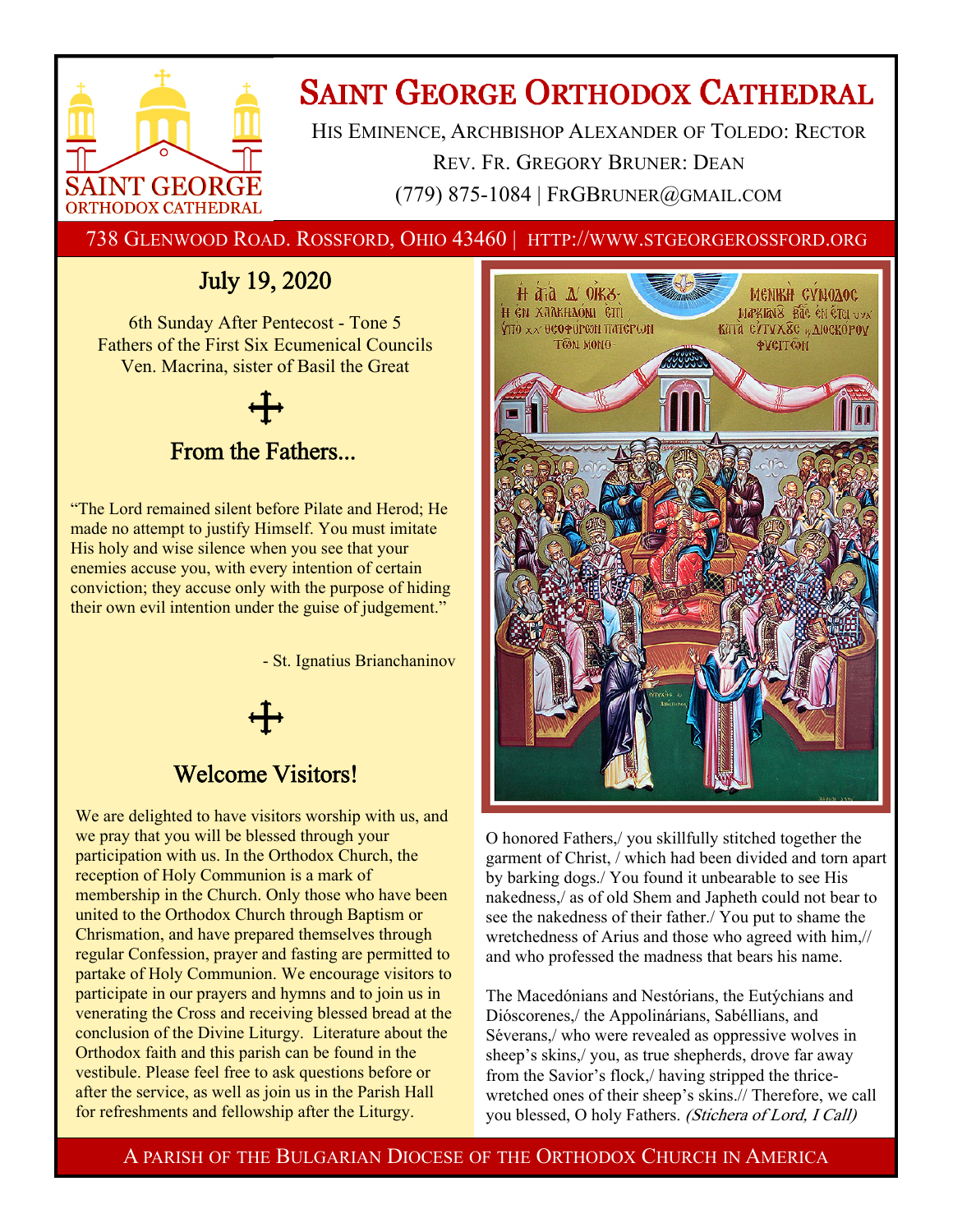# Saint George Orthodox Cathedral

His Eminence, Archbishop Alexander of Toledo: Rector

Rev. Fr. Gregory Bruner: Dean

(779) 875-1084 | FRGBruner@gmail.com

738 Glenwood Road. Rossford, Ohio 43460 | http://www.stgeorgerossford.org

## July 19, 2020

6th Sunday After Pentecost - Tone 5
Fathers of the First Six Ecumenical Councils
Ven. Macrina, sister of Basil the Great

## From the Fathers...

"The Lord remained silent before Pilate and Herod; He made no attempt to justify Himself. You must imitate His holy and wise silence when you see that your enemies accuse you, with every intention of certain conviction; they accuse only with the purpose of hiding their own evil intention under the guise of judgement."

- St. Ignatius Brianchaninov

## Welcome Visitors!

We are delighted to have visitors worship with us, and we pray that you will be blessed through your participation with us. In the Orthodox Church, the reception of Holy Communion is a mark of membership in the Church. Only those who have been united to the Orthodox Church through Baptism or Chrismation, and have prepared themselves through regular Confession, prayer and fasting are permitted to partake of Holy Communion. We encourage visitors to participate in our prayers and hymns and to join us in venerating the Cross and receiving blessed bread at the conclusion of the Divine Liturgy. Literature about the Orthodox faith and this parish can be found in the vestibule. Please feel free to ask questions before or after the service, as well as join us in the Parish Hall for refreshments and fellowship after the Liturgy.

O honored Fathers,/ you skillfully stitched together the garment of Christ, / which had been divided and torn apart by barking dogs./ You found it unbearable to see His nakedness,/ as of old Shem and Japheth could not bear to see the nakedness of their father./ You put to shame the wretchedness of Arius and those who agreed with him,// and who professed the madness that bears his name.

The Macedónians and Nestórians, the Eutýchians and Dióscorenes,/ the Appolinárians, Sabéllians, and Séverans,/ who were revealed as oppressive wolves in sheep's skins,/ you, as true shepherds, drove far away from the Savior's flock,/ having stripped the thrice-wretched ones of their sheep's skins.// Therefore, we call you blessed, O holy Fathers. *(Stichera of Lord, I Call)*

A parish of the Bulgarian Diocese of the Orthodox Church in America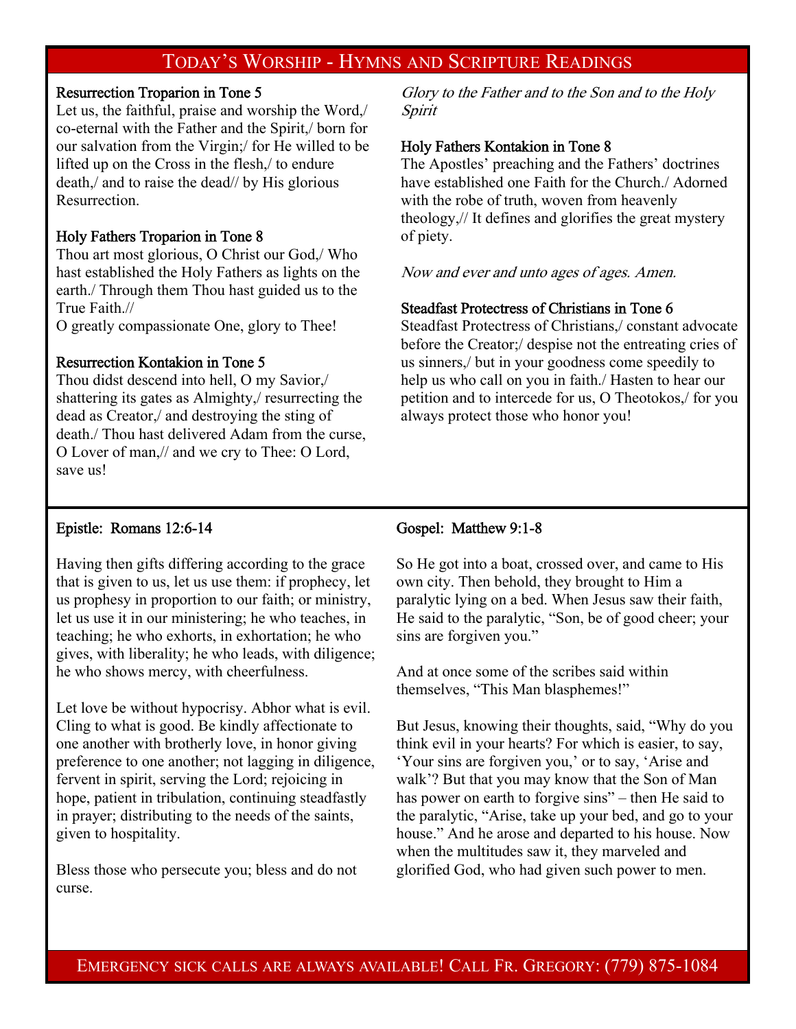# Today's Worship - Hymns and Scripture Readings

### Resurrection Troparion in Tone 5

Let us, the faithful, praise and worship the Word,/ co-eternal with the Father and the Spirit,/ born for our salvation from the Virgin;/ For He willed to be lifted up on the Cross in the flesh,/ to endure death,/ and to raise the dead// by His glorious Resurrection.

### Holy Fathers Troparion in Tone 8

Thou art most glorious, O Christ our God,/ Who hast established the Holy Fathers as lights on the earth./ Through them Thou hast guided us to the True Faith.//
O greatly compassionate One, glory to Thee!

### Resurrection Kontakion in Tone 5

Thou didst descend into hell, O my Savior,/ shattering its gates as Almighty,/ resurrecting the dead as Creator,/ and destroying the sting of death./ Thou hast delivered Adam from the curse, O Lover of man,// and we cry to Thee: O Lord, save us!

*Glory to the Father and to the Son and to the Holy Spirit*

### Holy Fathers Kontakion in Tone 8

The Apostles' preaching and the Fathers' doctrines have established one Faith for the Church./ Adorned with the robe of truth, woven from heavenly theology,// It defines and glorifies the great mystery of piety.

*Now and ever and unto ages of ages. Amen.*

### Steadfast Protectress of Christians in Tone 6

Steadfast Protectress of Christians,/ constant advocate before the Creator;/ despise not the entreating cries of us sinners,/ but in your goodness come speedily to help us who call on you in faith./ Hasten to hear our petition and to intercede for us, O Theotokos,/ for you always protect those who honor you!

### Epistle: Romans 12:6-14

Having then gifts differing according to the grace that is given to us, let us use them: if prophecy, let us prophesy in proportion to our faith; or ministry, let us use it in our ministering; he who teaches, in teaching; he who exhorts, in exhortation; he who gives, with liberality; he who leads, with diligence; he who shows mercy, with cheerfulness.

Let love be without hypocrisy. Abhor what is evil. Cling to what is good. Be kindly affectionate to one another with brotherly love, in honor giving preference to one another; not lagging in diligence, fervent in spirit, serving the Lord; rejoicing in hope, patient in tribulation, continuing steadfastly in prayer; distributing to the needs of the saints, given to hospitality.

Bless those who persecute you; bless and do not curse.

### Gospel: Matthew 9:1-8

So He got into a boat, crossed over, and came to His own city. Then behold, they brought to Him a paralytic lying on a bed. When Jesus saw their faith, He said to the paralytic, "Son, be of good cheer; your sins are forgiven you."

And at once some of the scribes said within themselves, "This Man blasphemes!"

But Jesus, knowing their thoughts, said, "Why do you think evil in your hearts? For which is easier, to say, 'Your sins are forgiven you,' or to say, 'Arise and walk'? But that you may know that the Son of Man has power on earth to forgive sins" – then He said to the paralytic, "Arise, take up your bed, and go to your house." And he arose and departed to his house. Now when the multitudes saw it, they marveled and glorified God, who had given such power to men.

Emergency sick calls are always available! Call Fr. Gregory: (779) 875-1084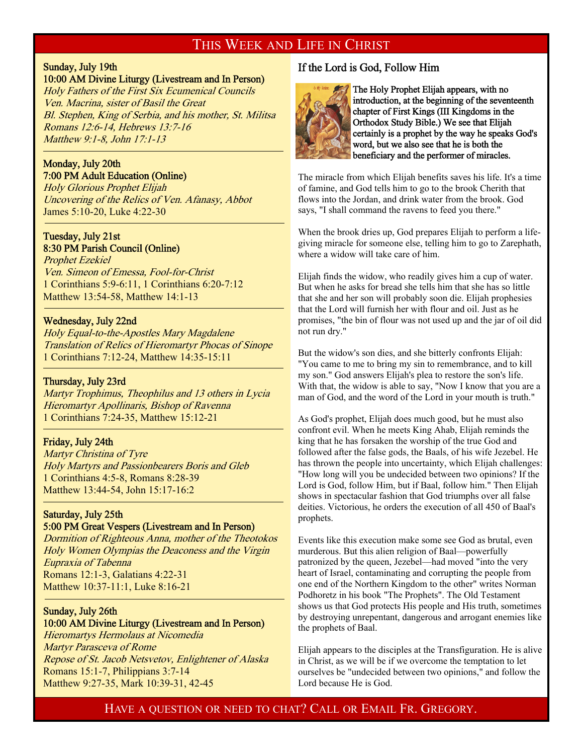# This Week and Life in Christ

**Sunday, July 19th**
**10:00 AM Divine Liturgy (Livestream and In Person)**
*Holy Fathers of the First Six Ecumenical Councils*
*Ven. Macrina, sister of Basil the Great*
*Bl. Stephen, King of Serbia, and his mother, St. Militsa*
*Romans 12:6-14, Hebrews 13:7-16*
*Matthew 9:1-8, John 17:1-13*

---

**Monday, July 20th**
**7:00 PM Adult Education (Online)**
*Holy Glorious Prophet Elijah*
*Uncovering of the Relics of Ven. Afanasy, Abbot*
James 5:10-20, Luke 4:22-30

---

**Tuesday, July 21st**
**8:30 PM Parish Council (Online)**
*Prophet Ezekiel*
*Ven. Simeon of Emessa, Fool-for-Christ*
1 Corinthians 5:9-6:11, 1 Corinthians 6:20-7:12
Matthew 13:54-58, Matthew 14:1-13

---

**Wednesday, July 22nd**
*Holy Equal-to-the-Apostles Mary Magdalene*
*Translation of Relics of Hieromartyr Phocas of Sinope*
1 Corinthians 7:12-24, Matthew 14:35-15:11

---

**Thursday, July 23rd**
*Martyr Trophimus, Theophilus and 13 others in Lycia*
*Hieromartyr Apollinaris, Bishop of Ravenna*
1 Corinthians 7:24-35, Matthew 15:12-21

---

**Friday, July 24th**
*Martyr Christina of Tyre*
*Holy Martyrs and Passionbearers Boris and Gleb*
1 Corinthians 4:5-8, Romans 8:28-39
Matthew 13:44-54, John 15:17-16:2

---

**Saturday, July 25th**
**5:00 PM Great Vespers (Livestream and In Person)**
*Dormition of Righteous Anna, mother of the Theotokos*
*Holy Women Olympias the Deaconess and the Virgin Eupraxia of Tabenna*
Romans 12:1-3, Galatians 4:22-31
Matthew 10:37-11:1, Luke 8:16-21

---

**Sunday, July 26th**
**10:00 AM Divine Liturgy (Livestream and In Person)**
*Hieromartys Hermolaus at Nicomedia*
*Martyr Parasceva of Rome*
*Repose of St. Jacob Netsvetov, Enlightener of Alaska*
Romans 15:1-7, Philippians 3:7-14
Matthew 9:27-35, Mark 10:39-31, 42-45

## If the Lord is God, Follow Him

**The Holy Prophet Elijah appears, with no introduction, at the beginning of the seventeenth chapter of First Kings (III Kingdoms in the Orthodox Study Bible.) We see that Elijah certainly is a prophet by the way he speaks God's word, but we also see that he is both the beneficiary and the performer of miracles.**

The miracle from which Elijah benefits saves his life. It's a time of famine, and God tells him to go to the brook Cherith that flows into the Jordan, and drink water from the brook. God says, "I shall command the ravens to feed you there."

When the brook dries up, God prepares Elijah to perform a life-giving miracle for someone else, telling him to go to Zarephath, where a widow will take care of him.

Elijah finds the widow, who readily gives him a cup of water. But when he asks for bread she tells him that she has so little that she and her son will probably soon die. Elijah prophesies that the Lord will furnish her with flour and oil. Just as he promises, "the bin of flour was not used up and the jar of oil did not run dry."

But the widow's son dies, and she bitterly confronts Elijah: "You came to me to bring my sin to remembrance, and to kill my son." God answers Elijah's plea to restore the son's life. With that, the widow is able to say, "Now I know that you are a man of God, and the word of the Lord in your mouth is truth."

As God's prophet, Elijah does much good, but he must also confront evil. When he meets King Ahab, Elijah reminds the king that he has forsaken the worship of the true God and followed after the false gods, the Baals, of his wife Jezebel. He has thrown the people into uncertainty, which Elijah challenges: "How long will you be undecided between two opinions? If the Lord is God, follow Him, but if Baal, follow him." Then Elijah shows in spectacular fashion that God triumphs over all false deities. Victorious, he orders the execution of all 450 of Baal's prophets.

Events like this execution make some see God as brutal, even murderous. But this alien religion of Baal—powerfully patronized by the queen, Jezebel—had moved "into the very heart of Israel, contaminating and corrupting the people from one end of the Northern Kingdom to the other" writes Norman Podhoretz in his book "The Prophets". The Old Testament shows us that God protects His people and His truth, sometimes by destroying unrepentant, dangerous and arrogant enemies like the prophets of Baal.

Elijah appears to the disciples at the Transfiguration. He is alive in Christ, as we will be if we overcome the temptation to let ourselves be "undecided between two opinions," and follow the Lord because He is God.

Have a question or need to chat? Call or Email Fr. Gregory.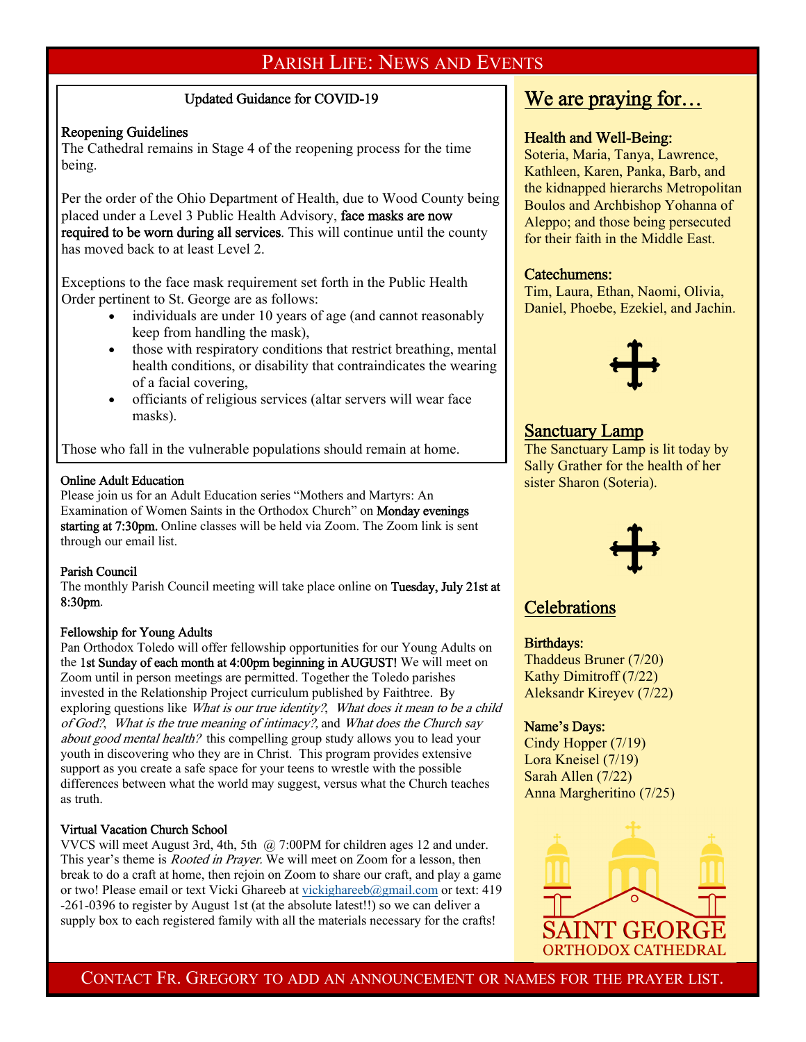# Parish Life: News and Events

## Updated Guidance for COVID-19

**Reopening Guidelines**

The Cathedral remains in Stage 4 of the reopening process for the time being.

Per the order of the Ohio Department of Health, due to Wood County being placed under a Level 3 Public Health Advisory, **face masks are now required to be worn during all services**. This will continue until the county has moved back to at least Level 2.

Exceptions to the face mask requirement set forth in the Public Health Order pertinent to St. George are as follows:

- individuals are under 10 years of age (and cannot reasonably keep from handling the mask),
- those with respiratory conditions that restrict breathing, mental health conditions, or disability that contraindicates the wearing of a facial covering,
- officiants of religious services (altar servers will wear face masks).

Those who fall in the vulnerable populations should remain at home.

**Online Adult Education**

Please join us for an Adult Education series "Mothers and Martyrs: An Examination of Women Saints in the Orthodox Church" on **Monday evenings starting at 7:30pm.** Online classes will be held via Zoom. The Zoom link is sent through our email list.

**Parish Council**

The monthly Parish Council meeting will take place online on **Tuesday, July 21st at 8:30pm**.

**Fellowship for Young Adults**

Pan Orthodox Toledo will offer fellowship opportunities for our Young Adults on the **1st Sunday of each month at 4:00pm beginning in AUGUST!** We will meet on Zoom until in person meetings are permitted. Together the Toledo parishes invested in the Relationship Project curriculum published by Faithtree. By exploring questions like *What is our true identity?*, *What does it mean to be a child of God?*, *What is the true meaning of intimacy?*, and *What does the Church say about good mental health?* this compelling group study allows you to lead your youth in discovering who they are in Christ. This program provides extensive support as you create a safe space for your teens to wrestle with the possible differences between what the world may suggest, versus what the Church teaches as truth.

**Virtual Vacation Church School**

VVCS will meet August 3rd, 4th, 5th @ 7:00PM for children ages 12 and under. This year's theme is *Rooted in Prayer*. We will meet on Zoom for a lesson, then break to do a craft at home, then rejoin on Zoom to share our craft, and play a game or two! Please email or text Vicki Ghareeb at vickighareeb@gmail.com or text: 419-261-0396 to register by August 1st (at the absolute latest!!) so we can deliver a supply box to each registered family with all the materials necessary for the crafts!

## We are praying for…

**Health and Well-Being:**

Soteria, Maria, Tanya, Lawrence, Kathleen, Karen, Panka, Barb, and the kidnapped hierarchs Metropolitan Boulos and Archbishop Yohanna of Aleppo; and those being persecuted for their faith in the Middle East.

**Catechumens:**

Tim, Laura, Ethan, Naomi, Olivia, Daniel, Phoebe, Ezekiel, and Jachin.

## Sanctuary Lamp

The Sanctuary Lamp is lit today by Sally Grather for the health of her sister Sharon (Soteria).

## Celebrations

**Birthdays:**

Thaddeus Bruner (7/20)
Kathy Dimitroff (7/22)
Aleksandr Kireyev (7/22)

**Name's Days:**

Cindy Hopper (7/19)
Lora Kneisel (7/19)
Sarah Allen (7/22)
Anna Margheritino (7/25)

SAINT GEORGE ORTHODOX CATHEDRAL

Contact Fr. Gregory to add an announcement or names for the prayer list.